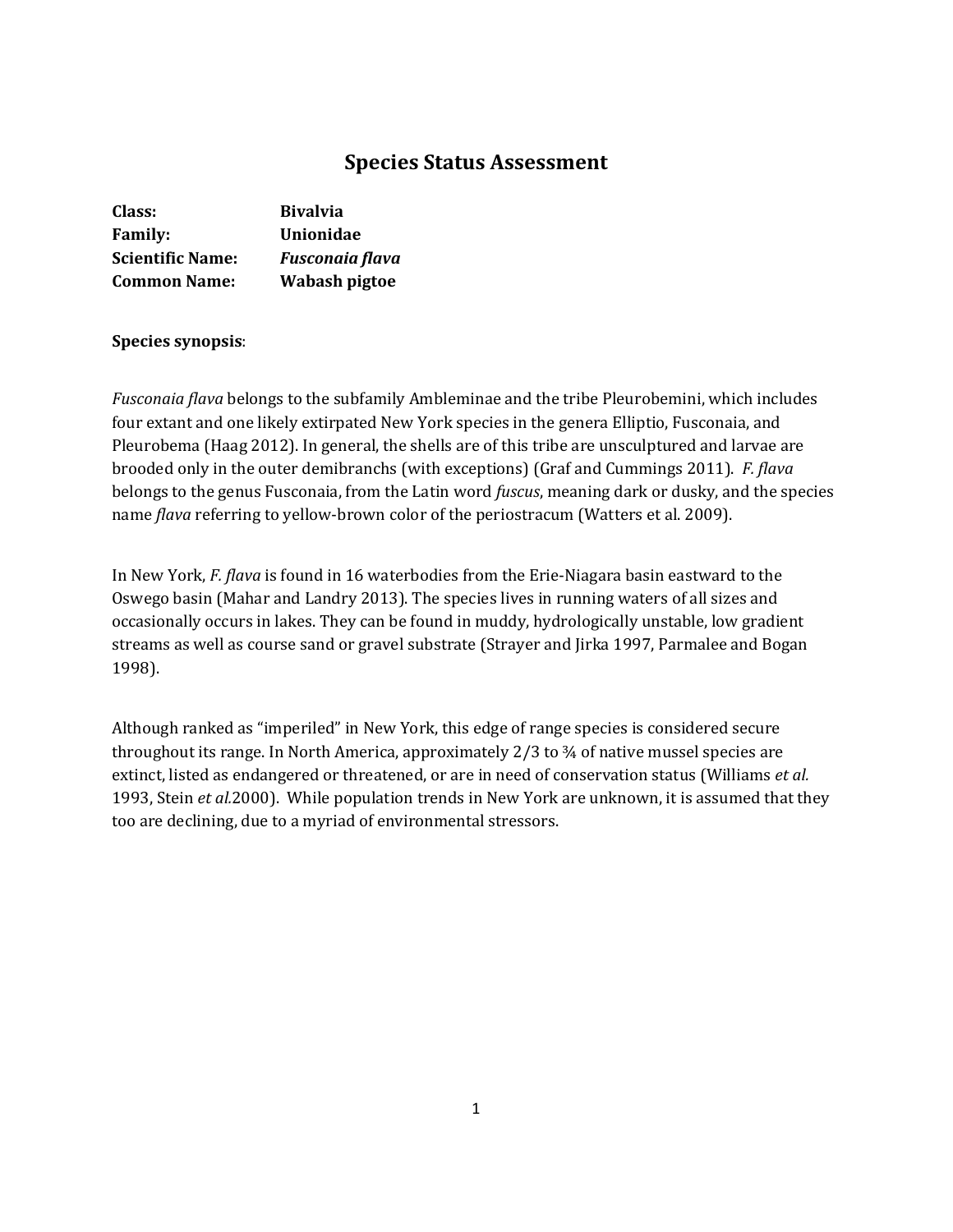# Species Status Assessment

| | |
|---|---|
| **Class:** | **Bivalvia** |
| **Family:** | **Unionidae** |
| **Scientific Name:** | ***Fusconaia flava*** |
| **Common Name:** | **Wabash pigtoe** |

**Species synopsis**:

*Fusconaia flava* belongs to the subfamily Ambleminae and the tribe Pleurobemini, which includes four extant and one likely extirpated New York species in the genera Elliptio, Fusconaia, and Pleurobema (Haag 2012). In general, the shells are of this tribe are unsculptured and larvae are brooded only in the outer demibranchs (with exceptions) (Graf and Cummings 2011). *F. flava* belongs to the genus Fusconaia, from the Latin word *fuscus*, meaning dark or dusky, and the species name *flava* referring to yellow-brown color of the periostracum (Watters et al. 2009).

In New York, *F. flava* is found in 16 waterbodies from the Erie-Niagara basin eastward to the Oswego basin (Mahar and Landry 2013). The species lives in running waters of all sizes and occasionally occurs in lakes. They can be found in muddy, hydrologically unstable, low gradient streams as well as course sand or gravel substrate (Strayer and Jirka 1997, Parmalee and Bogan 1998).

Although ranked as "imperiled" in New York, this edge of range species is considered secure throughout its range. In North America, approximately 2/3 to ¾ of native mussel species are extinct, listed as endangered or threatened, or are in need of conservation status (Williams *et al.* 1993, Stein *et al.*2000). While population trends in New York are unknown, it is assumed that they too are declining, due to a myriad of environmental stressors.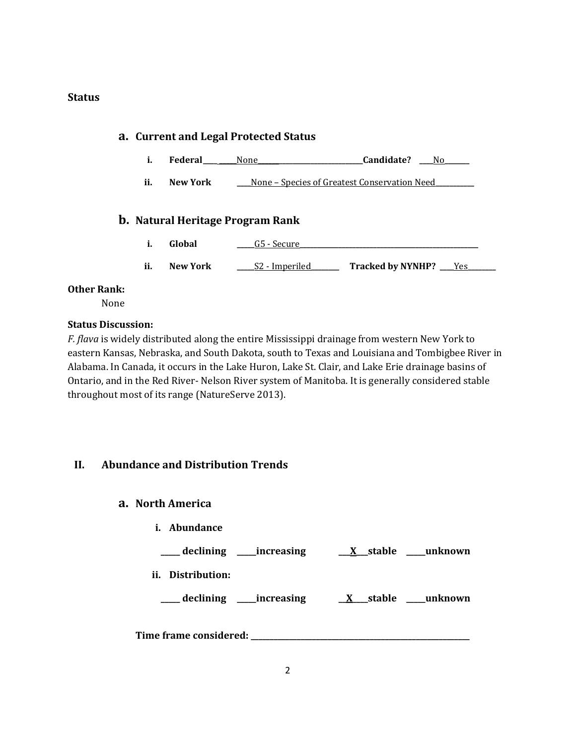**Status**

## a. Current and Legal Protected Status

i. **Federal** ____ _____None_______________________________ **Candidate?** ____No_______

ii. **New York** ____None – Species of Greatest Conservation Need___________

## b. Natural Heritage Program Rank

i. **Global** _____G5 - Secure_____________________________________________________

ii. **New York** _____S2 - Imperiled________ **Tracked by NYNHP?** ____Yes________

**Other Rank:**

None

**Status Discussion:**

*F. flava* is widely distributed along the entire Mississippi drainage from western New York to eastern Kansas, Nebraska, and South Dakota, south to Texas and Louisiana and Tombigbee River in Alabama. In Canada, it occurs in the Lake Huron, Lake St. Clair, and Lake Erie drainage basins of Ontario, and in the Red River- Nelson River system of Manitoba. It is generally considered stable throughout most of its range (NatureServe 2013).

# II. Abundance and Distribution Trends

## a. North America

**i. Abundance**

**_____ declining _____increasing __X__stable _____unknown**

**ii. Distribution:**

**_____ declining _____increasing __X___stable _____unknown**

**Time frame considered:** ___________________________________________________________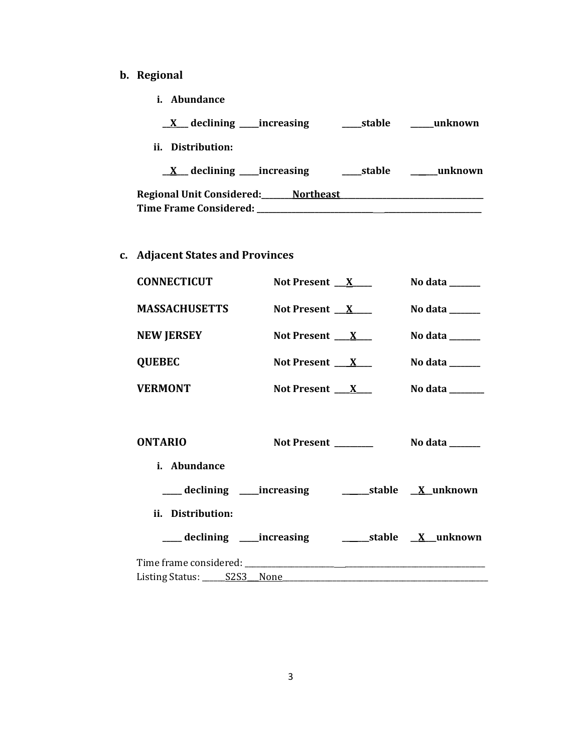**b. Regional**

**i. Abundance**

**\_\_X\_\_ declining \_\_\_\_increasing \_\_\_\_stable \_\_\_\_\_unknown**

**ii. Distribution:**

**\_\_X\_\_ declining \_\_\_\_increasing \_\_\_\_stable \_\_\_\_\_unknown**

**Regional Unit Considered:\_\_\_\_\_\_\_Northeast\_\_\_\_\_\_\_\_\_\_\_\_\_\_\_\_\_\_\_\_\_\_\_\_\_\_\_\_\_\_\_\_\_\_\_\_**
**Time Frame Considered: \_\_\_\_\_\_\_\_\_\_\_\_\_\_\_\_\_\_\_\_\_\_\_\_\_\_\_\_\_\_\_\_\_\_\_\_\_\_\_\_\_\_\_\_\_\_\_\_\_\_\_\_\_\_\_\_**

**c. Adjacent States and Provinces**

| | | |
|---|---|---|
| **CONNECTICUT** | **Not Present \_\_X\_\_\_** | **No data \_\_\_\_\_\_\_** |
| **MASSACHUSETTS** | **Not Present \_\_X\_\_\_** | **No data \_\_\_\_\_\_\_** |
| **NEW JERSEY** | **Not Present \_\_\_X\_\_\_** | **No data \_\_\_\_\_\_\_** |
| **QUEBEC** | **Not Present \_\_\_X\_\_\_** | **No data \_\_\_\_\_\_\_** |
| **VERMONT** | **Not Present \_\_\_X\_\_\_** | **No data \_\_\_\_\_\_\_\_** |

**ONTARIO** **Not Present \_\_\_\_\_\_\_\_\_** **No data \_\_\_\_\_\_\_**

**i. Abundance**

**\_\_\_\_ declining \_\_\_\_increasing \_\_\_\_\_\_stable \_\_X\_\_unknown**

**ii. Distribution:**

**\_\_\_\_ declining \_\_\_\_increasing \_\_\_\_\_\_stable \_\_X\_\_\_unknown**

Time frame considered: \_\_\_\_\_\_\_\_\_\_\_\_\_\_\_\_\_\_\_\_\_\_\_\_\_\_\_\_\_\_\_\_\_\_\_\_\_\_\_\_\_\_\_\_\_\_\_\_\_\_\_\_\_\_\_\_\_\_\_\_\_\_\_
Listing Status: \_\_\_\_\_S2S3\_\_\_None\_\_\_\_\_\_\_\_\_\_\_\_\_\_\_\_\_\_\_\_\_\_\_\_\_\_\_\_\_\_\_\_\_\_\_\_\_\_\_\_\_\_\_\_\_\_\_\_\_\_\_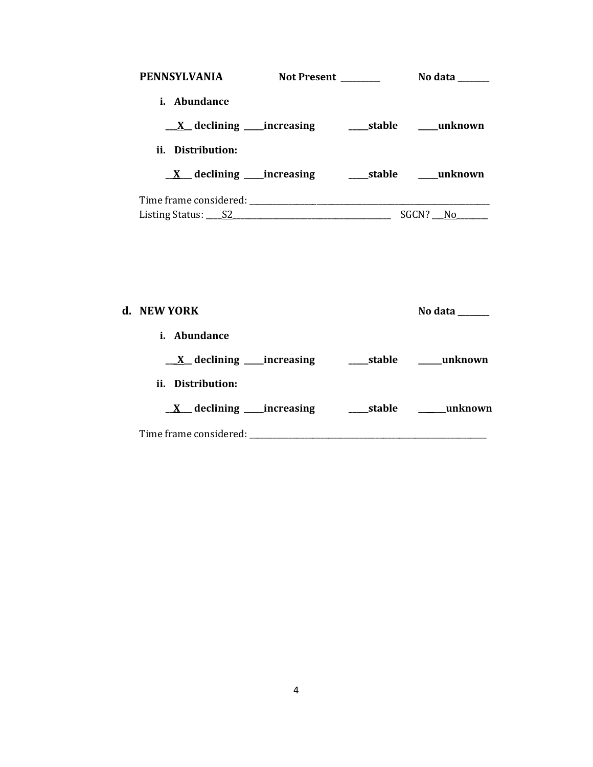**PENNSYLVANIA** **Not Present \_\_\_\_\_\_\_\_\_\_** **No data \_\_\_\_\_\_\_\_**

**i. Abundance**

**\_\_X\_\_ declining \_\_\_\_\_increasing \_\_\_\_\_stable \_\_\_\_\_unknown**

**ii. Distribution:**

**\_\_X\_\_\_ declining \_\_\_\_\_increasing \_\_\_\_\_stable \_\_\_\_\_unknown**

Time frame considered: \_\_\_\_\_\_\_\_\_\_\_\_\_\_\_\_\_\_\_\_\_\_\_\_\_\_\_\_\_\_\_\_\_\_\_\_\_\_\_\_\_\_\_\_\_\_\_\_\_\_\_\_\_\_\_\_
Listing Status: \_\_\_\_S2\_\_\_\_\_\_\_\_\_\_\_\_\_\_\_\_\_\_\_\_\_\_\_\_\_\_\_\_\_\_\_\_\_\_\_\_\_\_ SGCN? \_\_\_No\_\_\_\_\_\_\_\_

**d. NEW YORK** **No data \_\_\_\_\_\_\_\_**

**i. Abundance**

**\_\_X\_\_ declining \_\_\_\_\_increasing \_\_\_\_\_stable \_\_\_\_\_\_unknown**

**ii. Distribution:**

**\_\_X\_\_\_ declining \_\_\_\_\_increasing \_\_\_\_\_stable \_\_\_\_\_\_unknown**

Time frame considered: \_\_\_\_\_\_\_\_\_\_\_\_\_\_\_\_\_\_\_\_\_\_\_\_\_\_\_\_\_\_\_\_\_\_\_\_\_\_\_\_\_\_\_\_\_\_\_\_\_\_\_\_\_\_\_\_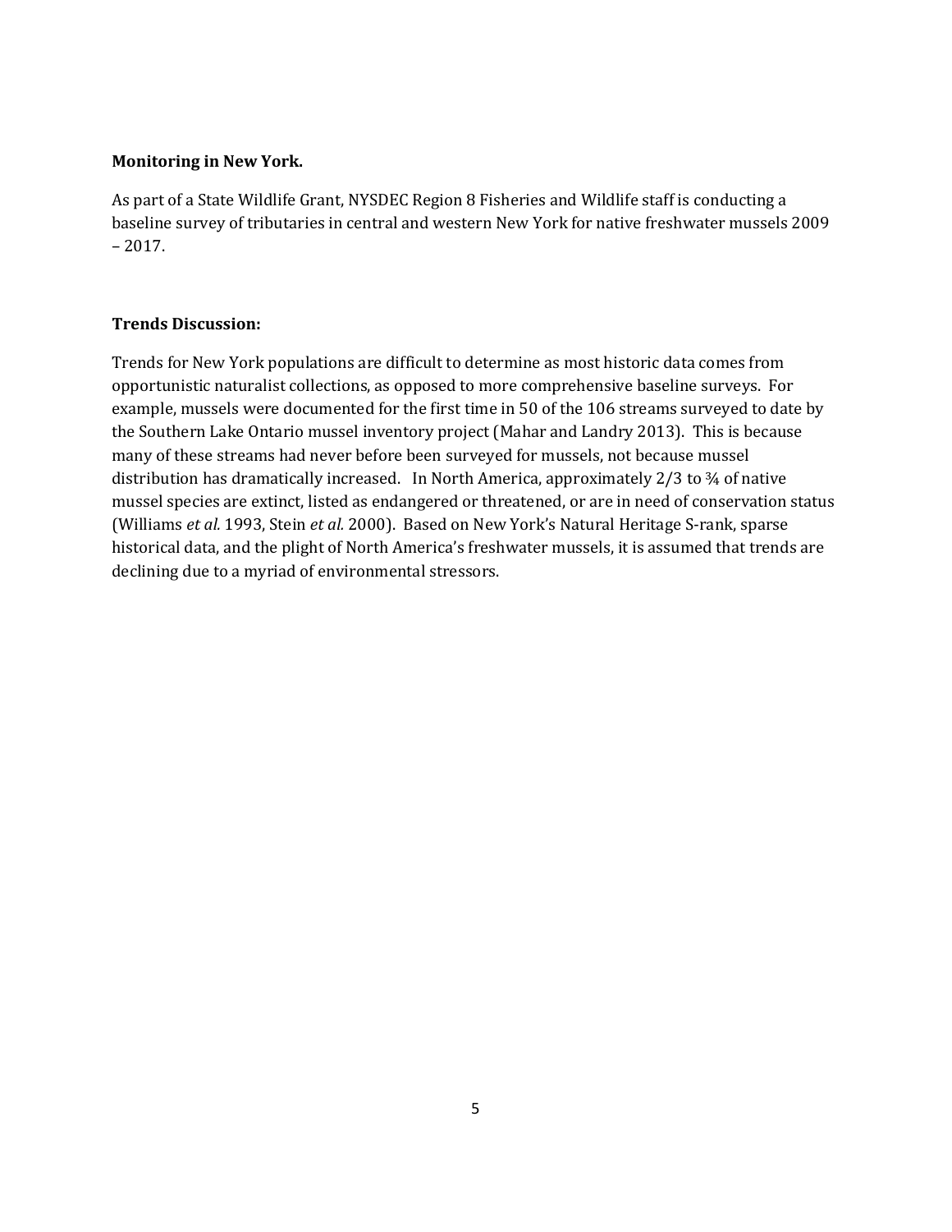**Monitoring in New York.**

As part of a State Wildlife Grant, NYSDEC Region 8 Fisheries and Wildlife staff is conducting a baseline survey of tributaries in central and western New York for native freshwater mussels 2009 – 2017.

**Trends Discussion:**

Trends for New York populations are difficult to determine as most historic data comes from opportunistic naturalist collections, as opposed to more comprehensive baseline surveys. For example, mussels were documented for the first time in 50 of the 106 streams surveyed to date by the Southern Lake Ontario mussel inventory project (Mahar and Landry 2013). This is because many of these streams had never before been surveyed for mussels, not because mussel distribution has dramatically increased. In North America, approximately 2/3 to ¾ of native mussel species are extinct, listed as endangered or threatened, or are in need of conservation status (Williams *et al.* 1993, Stein *et al.* 2000). Based on New York's Natural Heritage S-rank, sparse historical data, and the plight of North America's freshwater mussels, it is assumed that trends are declining due to a myriad of environmental stressors.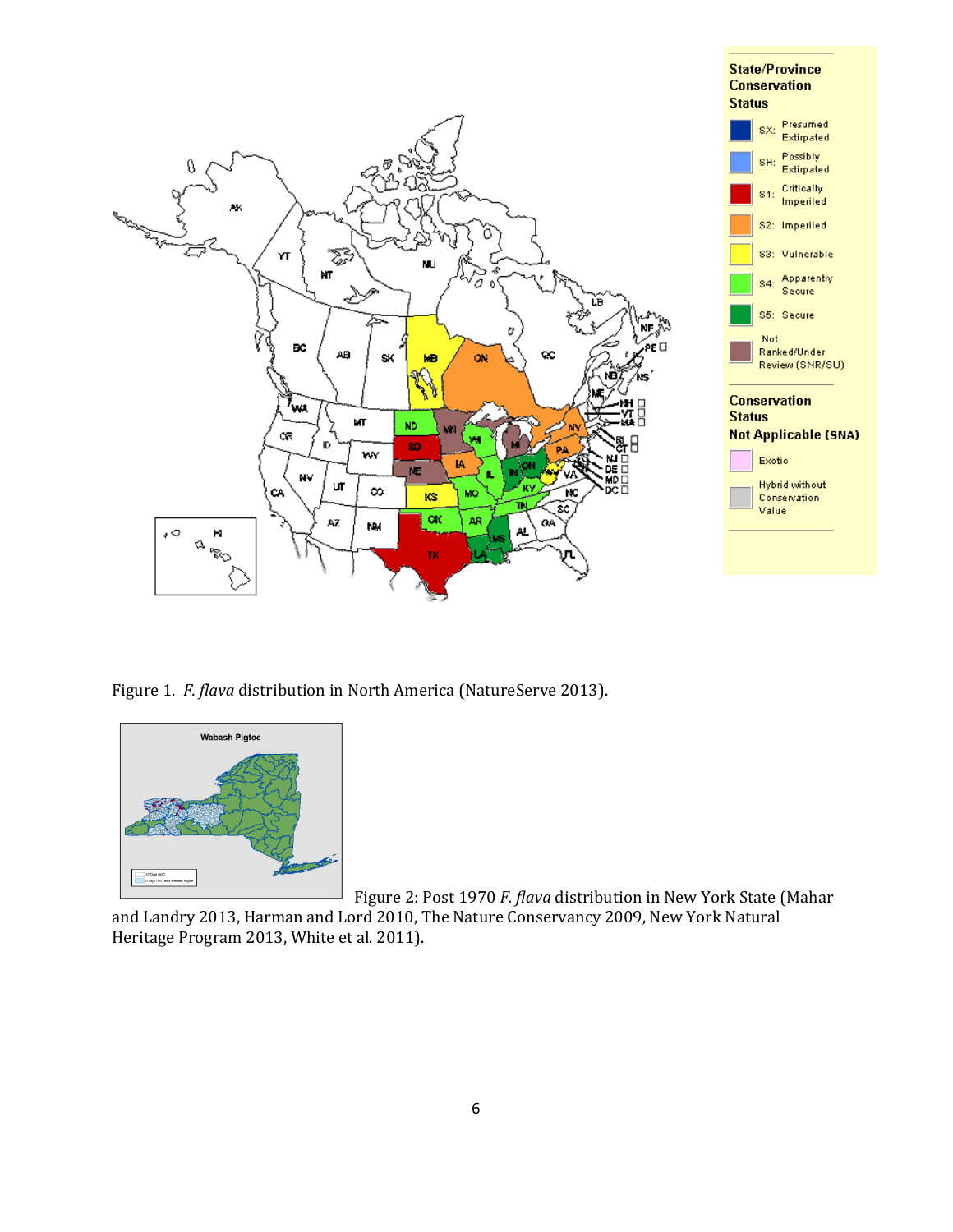Figure 1. *F. flava* distribution in North America (NatureServe 2013).

Figure 2: Post 1970 *F. flava* distribution in New York State (Mahar and Landry 2013, Harman and Lord 2010, The Nature Conservancy 2009, New York Natural Heritage Program 2013, White et al. 2011).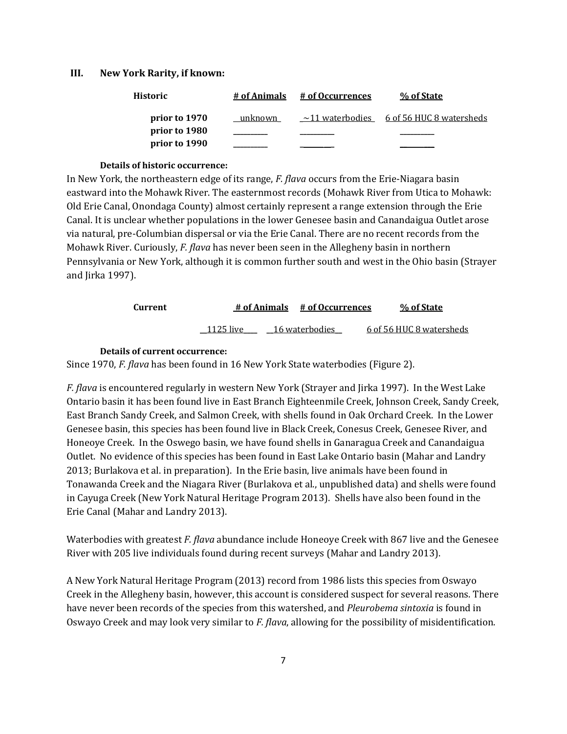### III. New York Rarity, if known:

| Historic | # of Animals | # of Occurrences | % of State |
|---|---|---|---|
| prior to 1970 | unknown | ~11 waterbodies | 6 of 56 HUC 8 watersheds |
| prior to 1980 | ________ | ________ | ________ |
| prior to 1990 | ________ | ________ | ________ |

**Details of historic occurrence:**

In New York, the northeastern edge of its range, *F. flava* occurs from the Erie-Niagara basin eastward into the Mohawk River. The easternmost records (Mohawk River from Utica to Mohawk: Old Erie Canal, Onondaga County) almost certainly represent a range extension through the Erie Canal. It is unclear whether populations in the lower Genesee basin and Canandaigua Outlet arose via natural, pre-Columbian dispersal or via the Erie Canal. There are no recent records from the Mohawk River. Curiously, *F. flava* has never been seen in the Allegheny basin in northern Pennsylvania or New York, although it is common further south and west in the Ohio basin (Strayer and Jirka 1997).

| Current | # of Animals | # of Occurrences | % of State |
|---|---|---|---|
| | 1125 live | 16 waterbodies | 6 of 56 HUC 8 watersheds |

**Details of current occurrence:**

Since 1970, *F. flava* has been found in 16 New York State waterbodies (Figure 2).

*F. flava* is encountered regularly in western New York (Strayer and Jirka 1997). In the West Lake Ontario basin it has been found live in East Branch Eighteenmile Creek, Johnson Creek, Sandy Creek, East Branch Sandy Creek, and Salmon Creek, with shells found in Oak Orchard Creek. In the Lower Genesee basin, this species has been found live in Black Creek, Conesus Creek, Genesee River, and Honeoye Creek. In the Oswego basin, we have found shells in Ganaragua Creek and Canandaigua Outlet. No evidence of this species has been found in East Lake Ontario basin (Mahar and Landry 2013; Burlakova et al. in preparation). In the Erie basin, live animals have been found in Tonawanda Creek and the Niagara River (Burlakova et al., unpublished data) and shells were found in Cayuga Creek (New York Natural Heritage Program 2013). Shells have also been found in the Erie Canal (Mahar and Landry 2013).

Waterbodies with greatest *F. flava* abundance include Honeoye Creek with 867 live and the Genesee River with 205 live individuals found during recent surveys (Mahar and Landry 2013).

A New York Natural Heritage Program (2013) record from 1986 lists this species from Oswayo Creek in the Allegheny basin, however, this account is considered suspect for several reasons. There have never been records of the species from this watershed, and *Pleurobema sintoxia* is found in Oswayo Creek and may look very similar to *F. flava*, allowing for the possibility of misidentification.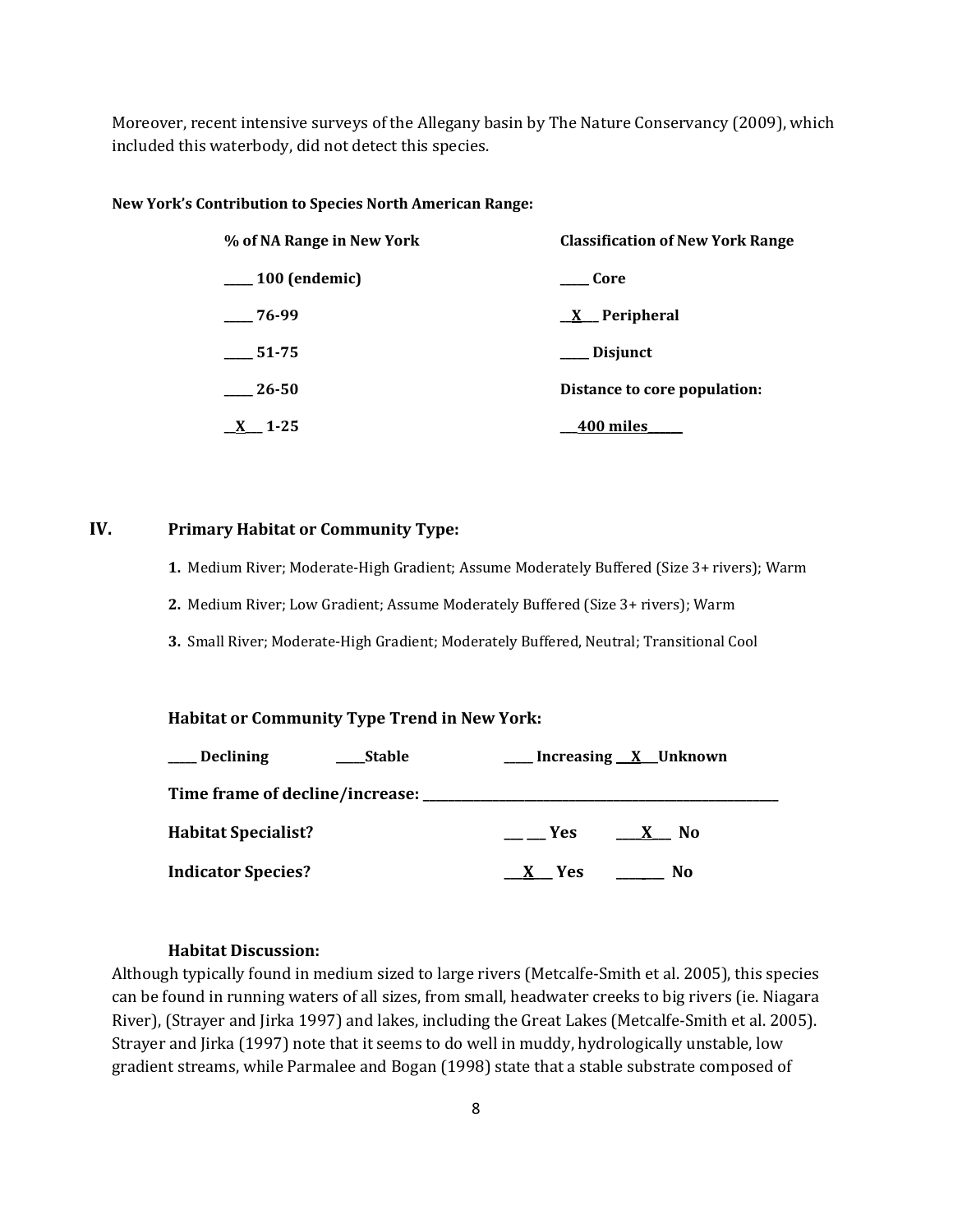Moreover, recent intensive surveys of the Allegany basin by The Nature Conservancy (2009), which included this waterbody, did not detect this species.

**New York's Contribution to Species North American Range:**

| % of NA Range in New York | Classification of New York Range |
|---|---|
| ____ 100 (endemic) | ____ Core |
| ____ 76-99 | __X__ Peripheral |
| ____ 51-75 | ____ Disjunct |
| ____ 26-50 | Distance to core population: |
| __X__ 1-25 | ___400 miles_____ |

## IV. Primary Habitat or Community Type:

1. Medium River; Moderate-High Gradient; Assume Moderately Buffered (Size 3+ rivers); Warm
2. Medium River; Low Gradient; Assume Moderately Buffered (Size 3+ rivers); Warm
3. Small River; Moderate-High Gradient; Moderately Buffered, Neutral; Transitional Cool

**Habitat or Community Type Trend in New York:**

____ Declining ____ Stable ____ Increasing __X__ Unknown

**Time frame of decline/increase:** ________________________________

**Habitat Specialist?** ______ Yes ___X___ No

**Indicator Species?** ___X___ Yes ______ No

**Habitat Discussion:**

Although typically found in medium sized to large rivers (Metcalfe-Smith et al. 2005), this species can be found in running waters of all sizes, from small, headwater creeks to big rivers (ie. Niagara River), (Strayer and Jirka 1997) and lakes, including the Great Lakes (Metcalfe-Smith et al. 2005). Strayer and Jirka (1997) note that it seems to do well in muddy, hydrologically unstable, low gradient streams, while Parmalee and Bogan (1998) state that a stable substrate composed of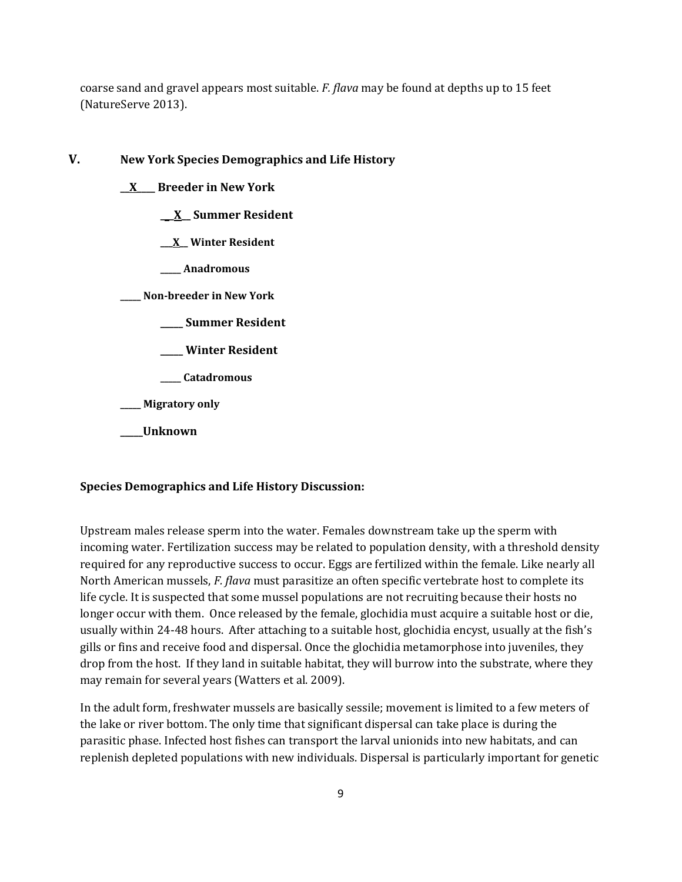coarse sand and gravel appears most suitable. *F. flava* may be found at depths up to 15 feet (NatureServe 2013).

## V. New York Species Demographics and Life History

**__X____ Breeder in New York**

**__X__ Summer Resident**

**__X__ Winter Resident**

**_____ Anadromous**

**_____ Non-breeder in New York**

**_____ Summer Resident**

**_____ Winter Resident**

**_____ Catadromous**

**_____ Migratory only**

**_____Unknown**

**Species Demographics and Life History Discussion:**

Upstream males release sperm into the water. Females downstream take up the sperm with incoming water. Fertilization success may be related to population density, with a threshold density required for any reproductive success to occur. Eggs are fertilized within the female. Like nearly all North American mussels, *F. flava* must parasitize an often specific vertebrate host to complete its life cycle. It is suspected that some mussel populations are not recruiting because their hosts no longer occur with them. Once released by the female, glochidia must acquire a suitable host or die, usually within 24-48 hours. After attaching to a suitable host, glochidia encyst, usually at the fish's gills or fins and receive food and dispersal. Once the glochidia metamorphose into juveniles, they drop from the host. If they land in suitable habitat, they will burrow into the substrate, where they may remain for several years (Watters et al. 2009).

In the adult form, freshwater mussels are basically sessile; movement is limited to a few meters of the lake or river bottom. The only time that significant dispersal can take place is during the parasitic phase. Infected host fishes can transport the larval unionids into new habitats, and can replenish depleted populations with new individuals. Dispersal is particularly important for genetic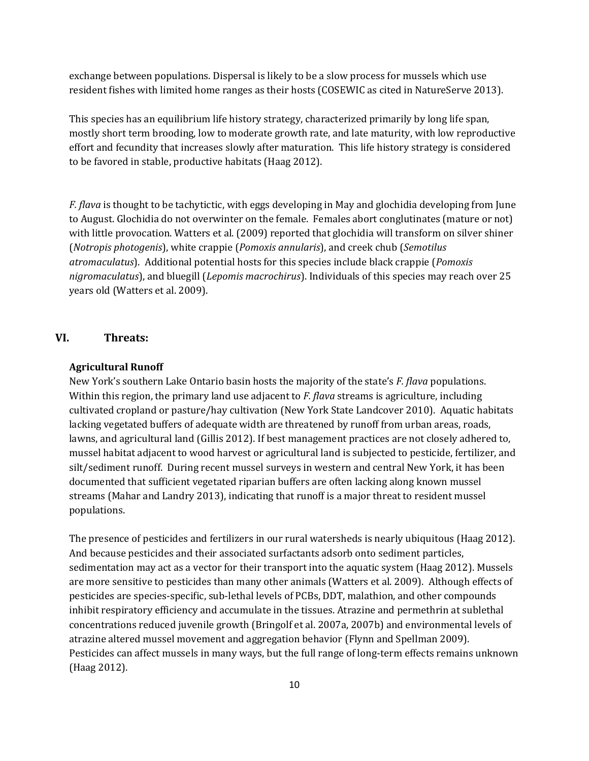exchange between populations. Dispersal is likely to be a slow process for mussels which use resident fishes with limited home ranges as their hosts (COSEWIC as cited in NatureServe 2013).

This species has an equilibrium life history strategy, characterized primarily by long life span, mostly short term brooding, low to moderate growth rate, and late maturity, with low reproductive effort and fecundity that increases slowly after maturation. This life history strategy is considered to be favored in stable, productive habitats (Haag 2012).

*F. flava* is thought to be tachytictic, with eggs developing in May and glochidia developing from June to August. Glochidia do not overwinter on the female. Females abort conglutinates (mature or not) with little provocation. Watters et al. (2009) reported that glochidia will transform on silver shiner (*Notropis photogenis*), white crappie (*Pomoxis annularis*), and creek chub (*Semotilus atromaculatus*). Additional potential hosts for this species include black crappie (*Pomoxis nigromaculatus*), and bluegill (*Lepomis macrochirus*). Individuals of this species may reach over 25 years old (Watters et al. 2009).

## VI. Threats:

### Agricultural Runoff

New York's southern Lake Ontario basin hosts the majority of the state's *F. flava* populations. Within this region, the primary land use adjacent to *F. flava* streams is agriculture, including cultivated cropland or pasture/hay cultivation (New York State Landcover 2010). Aquatic habitats lacking vegetated buffers of adequate width are threatened by runoff from urban areas, roads, lawns, and agricultural land (Gillis 2012). If best management practices are not closely adhered to, mussel habitat adjacent to wood harvest or agricultural land is subjected to pesticide, fertilizer, and silt/sediment runoff. During recent mussel surveys in western and central New York, it has been documented that sufficient vegetated riparian buffers are often lacking along known mussel streams (Mahar and Landry 2013), indicating that runoff is a major threat to resident mussel populations.

The presence of pesticides and fertilizers in our rural watersheds is nearly ubiquitous (Haag 2012). And because pesticides and their associated surfactants adsorb onto sediment particles, sedimentation may act as a vector for their transport into the aquatic system (Haag 2012). Mussels are more sensitive to pesticides than many other animals (Watters et al. 2009). Although effects of pesticides are species-specific, sub-lethal levels of PCBs, DDT, malathion, and other compounds inhibit respiratory efficiency and accumulate in the tissues. Atrazine and permethrin at sublethal concentrations reduced juvenile growth (Bringolf et al. 2007a, 2007b) and environmental levels of atrazine altered mussel movement and aggregation behavior (Flynn and Spellman 2009). Pesticides can affect mussels in many ways, but the full range of long-term effects remains unknown (Haag 2012).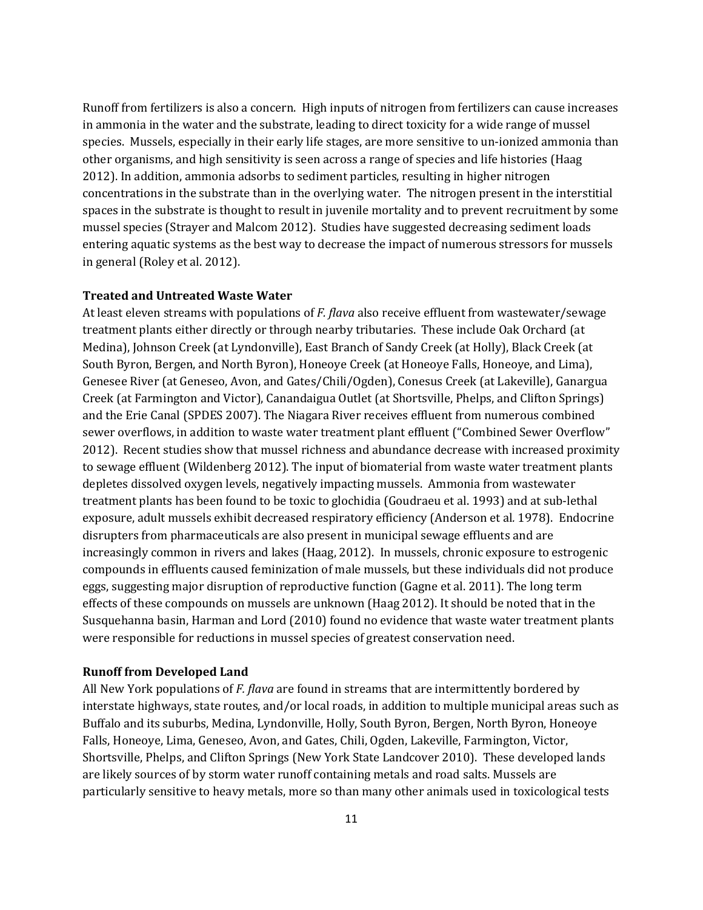Runoff from fertilizers is also a concern. High inputs of nitrogen from fertilizers can cause increases in ammonia in the water and the substrate, leading to direct toxicity for a wide range of mussel species. Mussels, especially in their early life stages, are more sensitive to un-ionized ammonia than other organisms, and high sensitivity is seen across a range of species and life histories (Haag 2012). In addition, ammonia adsorbs to sediment particles, resulting in higher nitrogen concentrations in the substrate than in the overlying water. The nitrogen present in the interstitial spaces in the substrate is thought to result in juvenile mortality and to prevent recruitment by some mussel species (Strayer and Malcom 2012). Studies have suggested decreasing sediment loads entering aquatic systems as the best way to decrease the impact of numerous stressors for mussels in general (Roley et al. 2012).

**Treated and Untreated Waste Water**

At least eleven streams with populations of *F. flava* also receive effluent from wastewater/sewage treatment plants either directly or through nearby tributaries. These include Oak Orchard (at Medina), Johnson Creek (at Lyndonville), East Branch of Sandy Creek (at Holly), Black Creek (at South Byron, Bergen, and North Byron), Honeoye Creek (at Honeoye Falls, Honeoye, and Lima), Genesee River (at Geneseo, Avon, and Gates/Chili/Ogden), Conesus Creek (at Lakeville), Ganargua Creek (at Farmington and Victor), Canandaigua Outlet (at Shortsville, Phelps, and Clifton Springs) and the Erie Canal (SPDES 2007). The Niagara River receives effluent from numerous combined sewer overflows, in addition to waste water treatment plant effluent ("Combined Sewer Overflow" 2012). Recent studies show that mussel richness and abundance decrease with increased proximity to sewage effluent (Wildenberg 2012). The input of biomaterial from waste water treatment plants depletes dissolved oxygen levels, negatively impacting mussels. Ammonia from wastewater treatment plants has been found to be toxic to glochidia (Goudraeu et al. 1993) and at sub-lethal exposure, adult mussels exhibit decreased respiratory efficiency (Anderson et al. 1978). Endocrine disrupters from pharmaceuticals are also present in municipal sewage effluents and are increasingly common in rivers and lakes (Haag, 2012). In mussels, chronic exposure to estrogenic compounds in effluents caused feminization of male mussels, but these individuals did not produce eggs, suggesting major disruption of reproductive function (Gagne et al. 2011). The long term effects of these compounds on mussels are unknown (Haag 2012). It should be noted that in the Susquehanna basin, Harman and Lord (2010) found no evidence that waste water treatment plants were responsible for reductions in mussel species of greatest conservation need.

**Runoff from Developed Land**

All New York populations of *F. flava* are found in streams that are intermittently bordered by interstate highways, state routes, and/or local roads, in addition to multiple municipal areas such as Buffalo and its suburbs, Medina, Lyndonville, Holly, South Byron, Bergen, North Byron, Honeoye Falls, Honeoye, Lima, Geneseo, Avon, and Gates, Chili, Ogden, Lakeville, Farmington, Victor, Shortsville, Phelps, and Clifton Springs (New York State Landcover 2010). These developed lands are likely sources of by storm water runoff containing metals and road salts. Mussels are particularly sensitive to heavy metals, more so than many other animals used in toxicological tests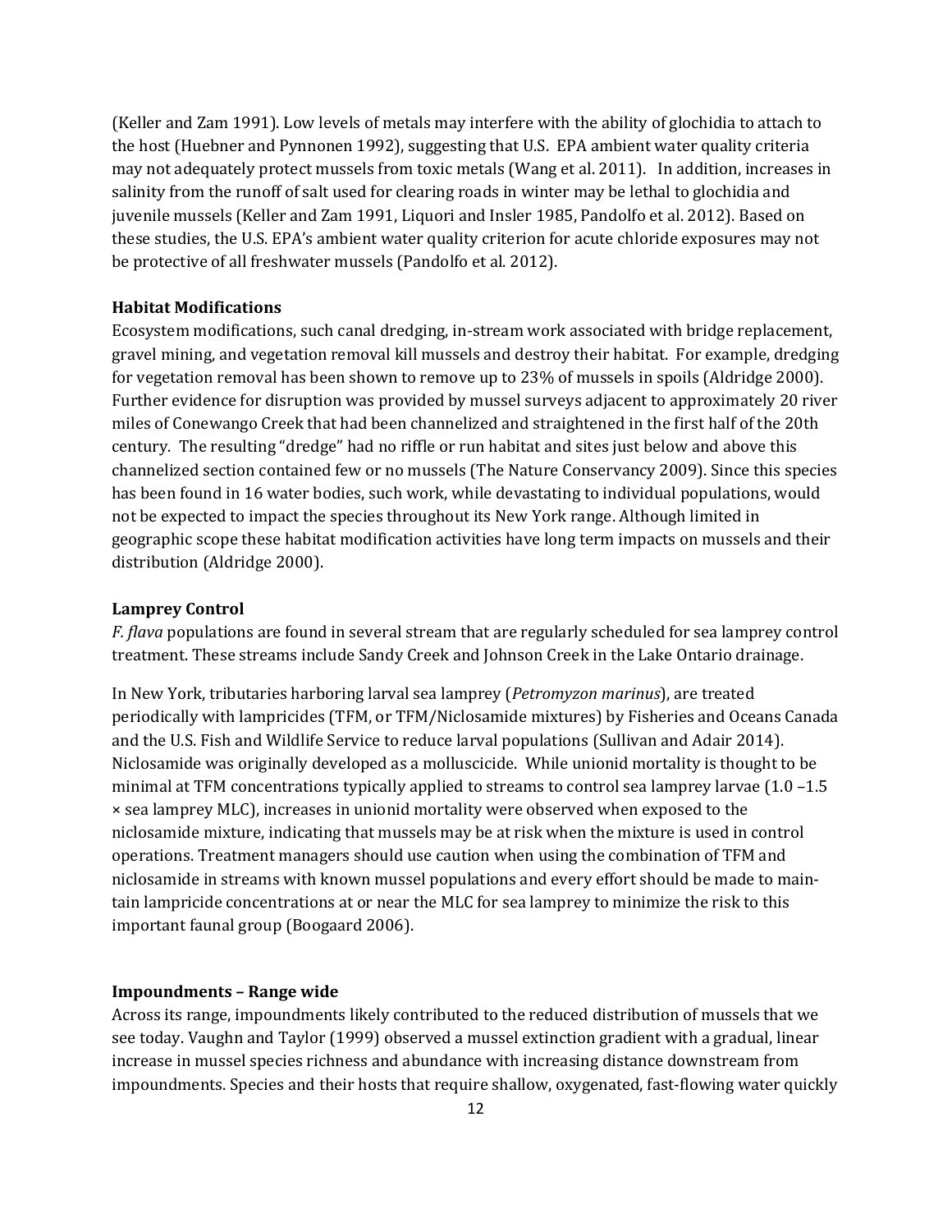(Keller and Zam 1991). Low levels of metals may interfere with the ability of glochidia to attach to the host (Huebner and Pynnonen 1992), suggesting that U.S. EPA ambient water quality criteria may not adequately protect mussels from toxic metals (Wang et al. 2011). In addition, increases in salinity from the runoff of salt used for clearing roads in winter may be lethal to glochidia and juvenile mussels (Keller and Zam 1991, Liquori and Insler 1985, Pandolfo et al. 2012). Based on these studies, the U.S. EPA's ambient water quality criterion for acute chloride exposures may not be protective of all freshwater mussels (Pandolfo et al. 2012).

**Habitat Modifications**

Ecosystem modifications, such canal dredging, in-stream work associated with bridge replacement, gravel mining, and vegetation removal kill mussels and destroy their habitat. For example, dredging for vegetation removal has been shown to remove up to 23% of mussels in spoils (Aldridge 2000). Further evidence for disruption was provided by mussel surveys adjacent to approximately 20 river miles of Conewango Creek that had been channelized and straightened in the first half of the 20th century. The resulting "dredge" had no riffle or run habitat and sites just below and above this channelized section contained few or no mussels (The Nature Conservancy 2009). Since this species has been found in 16 water bodies, such work, while devastating to individual populations, would not be expected to impact the species throughout its New York range. Although limited in geographic scope these habitat modification activities have long term impacts on mussels and their distribution (Aldridge 2000).

**Lamprey Control**

*F. flava* populations are found in several stream that are regularly scheduled for sea lamprey control treatment. These streams include Sandy Creek and Johnson Creek in the Lake Ontario drainage.

In New York, tributaries harboring larval sea lamprey (*Petromyzon marinus*), are treated periodically with lampricides (TFM, or TFM/Niclosamide mixtures) by Fisheries and Oceans Canada and the U.S. Fish and Wildlife Service to reduce larval populations (Sullivan and Adair 2014). Niclosamide was originally developed as a molluscicide. While unionid mortality is thought to be minimal at TFM concentrations typically applied to streams to control sea lamprey larvae (1.0 –1.5 × sea lamprey MLC), increases in unionid mortality were observed when exposed to the niclosamide mixture, indicating that mussels may be at risk when the mixture is used in control operations. Treatment managers should use caution when using the combination of TFM and niclosamide in streams with known mussel populations and every effort should be made to maintain lampricide concentrations at or near the MLC for sea lamprey to minimize the risk to this important faunal group (Boogaard 2006).

**Impoundments – Range wide**

Across its range, impoundments likely contributed to the reduced distribution of mussels that we see today. Vaughn and Taylor (1999) observed a mussel extinction gradient with a gradual, linear increase in mussel species richness and abundance with increasing distance downstream from impoundments. Species and their hosts that require shallow, oxygenated, fast-flowing water quickly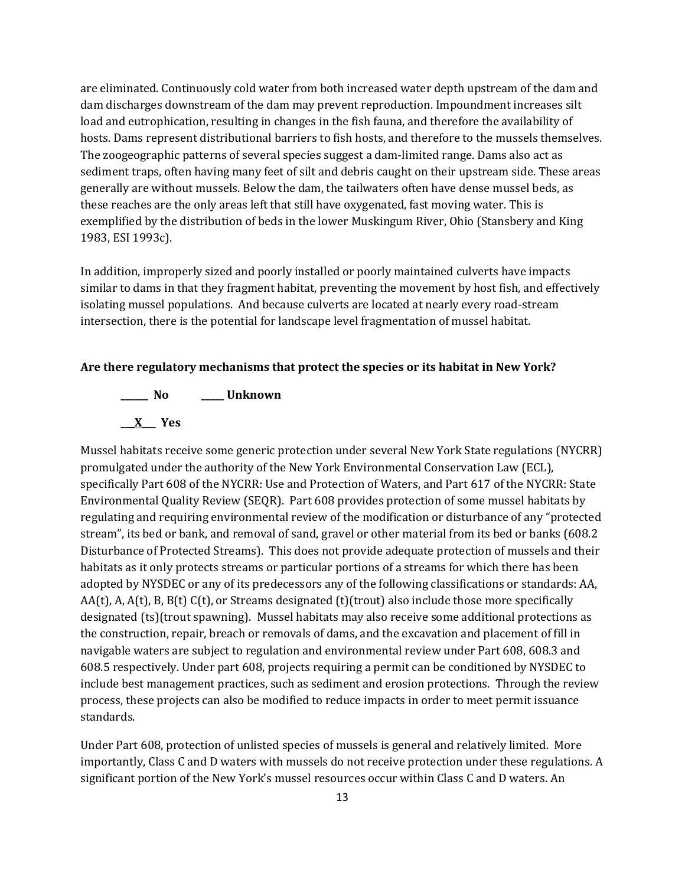are eliminated. Continuously cold water from both increased water depth upstream of the dam and dam discharges downstream of the dam may prevent reproduction. Impoundment increases silt load and eutrophication, resulting in changes in the fish fauna, and therefore the availability of hosts. Dams represent distributional barriers to fish hosts, and therefore to the mussels themselves. The zoogeographic patterns of several species suggest a dam-limited range. Dams also act as sediment traps, often having many feet of silt and debris caught on their upstream side. These areas generally are without mussels. Below the dam, the tailwaters often have dense mussel beds, as these reaches are the only areas left that still have oxygenated, fast moving water. This is exemplified by the distribution of beds in the lower Muskingum River, Ohio (Stansbery and King 1983, ESI 1993c).

In addition, improperly sized and poorly installed or poorly maintained culverts have impacts similar to dams in that they fragment habitat, preventing the movement by host fish, and effectively isolating mussel populations. And because culverts are located at nearly every road-stream intersection, there is the potential for landscape level fragmentation of mussel habitat.

**Are there regulatory mechanisms that protect the species or its habitat in New York?**

**\_\_\_\_\_\_ No \_\_\_\_\_ Unknown**

**\_\_\_X\_\_\_ Yes**

Mussel habitats receive some generic protection under several New York State regulations (NYCRR) promulgated under the authority of the New York Environmental Conservation Law (ECL), specifically Part 608 of the NYCRR: Use and Protection of Waters, and Part 617 of the NYCRR: State Environmental Quality Review (SEQR). Part 608 provides protection of some mussel habitats by regulating and requiring environmental review of the modification or disturbance of any "protected stream", its bed or bank, and removal of sand, gravel or other material from its bed or banks (608.2 Disturbance of Protected Streams). This does not provide adequate protection of mussels and their habitats as it only protects streams or particular portions of a streams for which there has been adopted by NYSDEC or any of its predecessors any of the following classifications or standards: AA, AA(t), A, A(t), B, B(t) C(t), or Streams designated (t)(trout) also include those more specifically designated (ts)(trout spawning). Mussel habitats may also receive some additional protections as the construction, repair, breach or removals of dams, and the excavation and placement of fill in navigable waters are subject to regulation and environmental review under Part 608, 608.3 and 608.5 respectively. Under part 608, projects requiring a permit can be conditioned by NYSDEC to include best management practices, such as sediment and erosion protections. Through the review process, these projects can also be modified to reduce impacts in order to meet permit issuance standards.

Under Part 608, protection of unlisted species of mussels is general and relatively limited. More importantly, Class C and D waters with mussels do not receive protection under these regulations. A significant portion of the New York's mussel resources occur within Class C and D waters. An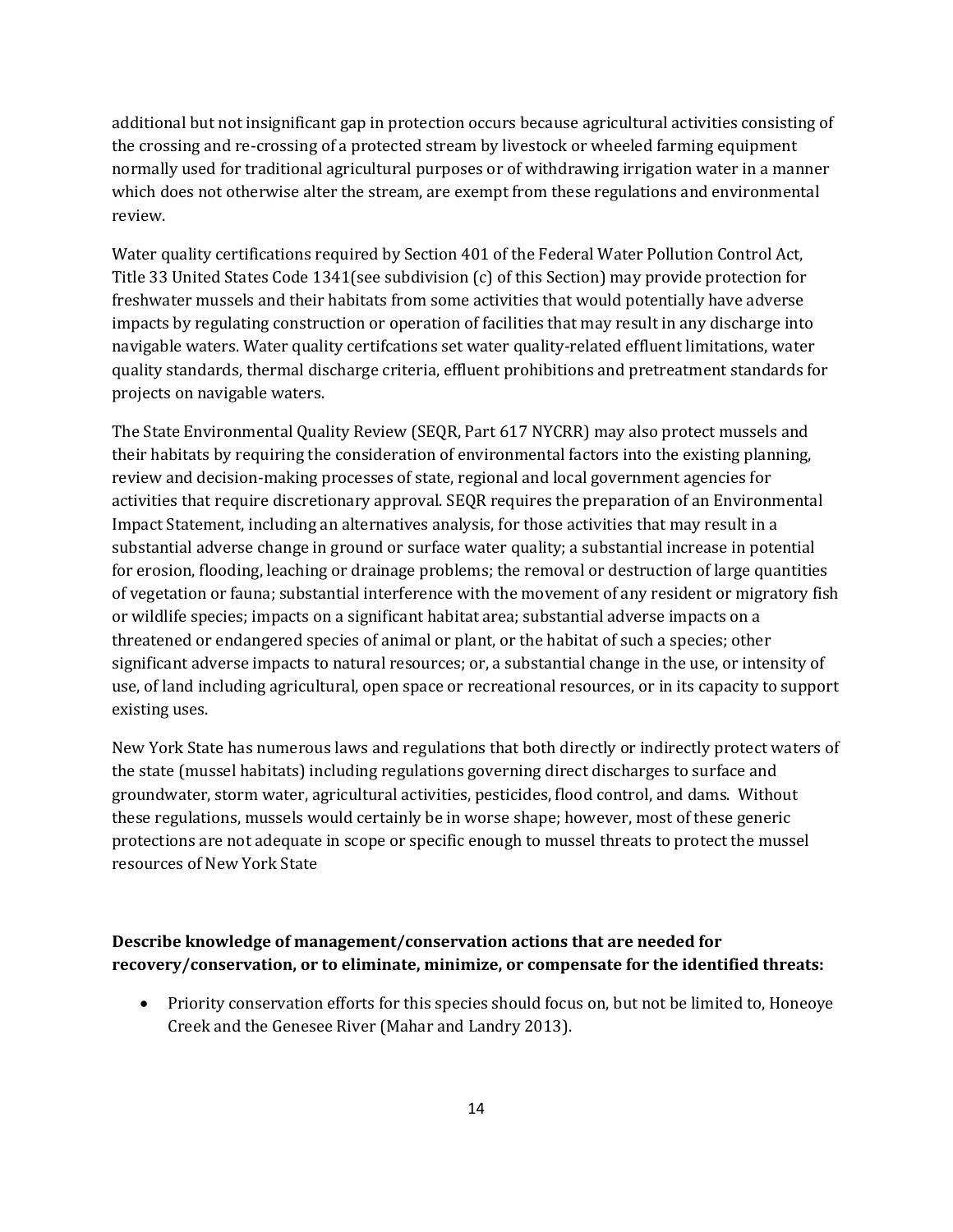additional but not insignificant gap in protection occurs because agricultural activities consisting of the crossing and re-crossing of a protected stream by livestock or wheeled farming equipment normally used for traditional agricultural purposes or of withdrawing irrigation water in a manner which does not otherwise alter the stream, are exempt from these regulations and environmental review.

Water quality certifications required by Section 401 of the Federal Water Pollution Control Act, Title 33 United States Code 1341(see subdivision (c) of this Section) may provide protection for freshwater mussels and their habitats from some activities that would potentially have adverse impacts by regulating construction or operation of facilities that may result in any discharge into navigable waters. Water quality certifcations set water quality-related effluent limitations, water quality standards, thermal discharge criteria, effluent prohibitions and pretreatment standards for projects on navigable waters.

The State Environmental Quality Review (SEQR, Part 617 NYCRR) may also protect mussels and their habitats by requiring the consideration of environmental factors into the existing planning, review and decision-making processes of state, regional and local government agencies for activities that require discretionary approval. SEQR requires the preparation of an Environmental Impact Statement, including an alternatives analysis, for those activities that may result in a substantial adverse change in ground or surface water quality; a substantial increase in potential for erosion, flooding, leaching or drainage problems; the removal or destruction of large quantities of vegetation or fauna; substantial interference with the movement of any resident or migratory fish or wildlife species; impacts on a significant habitat area; substantial adverse impacts on a threatened or endangered species of animal or plant, or the habitat of such a species; other significant adverse impacts to natural resources; or, a substantial change in the use, or intensity of use, of land including agricultural, open space or recreational resources, or in its capacity to support existing uses.

New York State has numerous laws and regulations that both directly or indirectly protect waters of the state (mussel habitats) including regulations governing direct discharges to surface and groundwater, storm water, agricultural activities, pesticides, flood control, and dams. Without these regulations, mussels would certainly be in worse shape; however, most of these generic protections are not adequate in scope or specific enough to mussel threats to protect the mussel resources of New York State

**Describe knowledge of management/conservation actions that are needed for recovery/conservation, or to eliminate, minimize, or compensate for the identified threats:**

- Priority conservation efforts for this species should focus on, but not be limited to, Honeoye Creek and the Genesee River (Mahar and Landry 2013).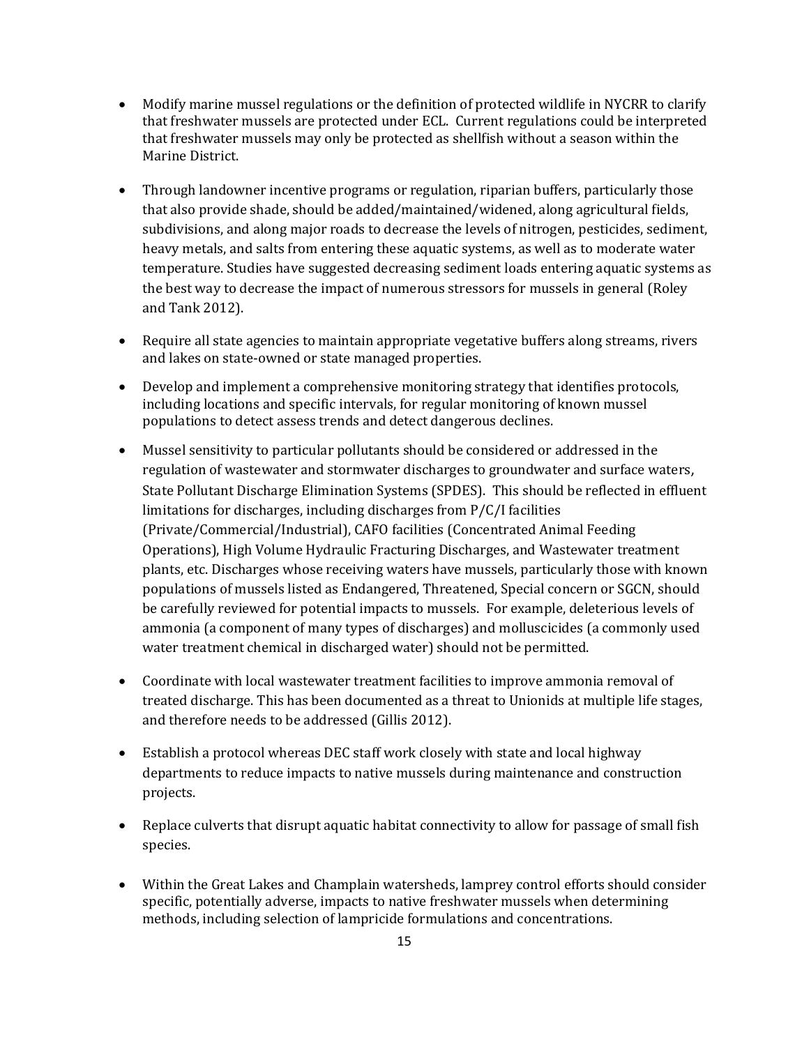- Modify marine mussel regulations or the definition of protected wildlife in NYCRR to clarify that freshwater mussels are protected under ECL. Current regulations could be interpreted that freshwater mussels may only be protected as shellfish without a season within the Marine District.

- Through landowner incentive programs or regulation, riparian buffers, particularly those that also provide shade, should be added/maintained/widened, along agricultural fields, subdivisions, and along major roads to decrease the levels of nitrogen, pesticides, sediment, heavy metals, and salts from entering these aquatic systems, as well as to moderate water temperature. Studies have suggested decreasing sediment loads entering aquatic systems as the best way to decrease the impact of numerous stressors for mussels in general (Roley and Tank 2012).

- Require all state agencies to maintain appropriate vegetative buffers along streams, rivers and lakes on state-owned or state managed properties.

- Develop and implement a comprehensive monitoring strategy that identifies protocols, including locations and specific intervals, for regular monitoring of known mussel populations to detect assess trends and detect dangerous declines.

- Mussel sensitivity to particular pollutants should be considered or addressed in the regulation of wastewater and stormwater discharges to groundwater and surface waters, State Pollutant Discharge Elimination Systems (SPDES). This should be reflected in effluent limitations for discharges, including discharges from P/C/I facilities (Private/Commercial/Industrial), CAFO facilities (Concentrated Animal Feeding Operations), High Volume Hydraulic Fracturing Discharges, and Wastewater treatment plants, etc. Discharges whose receiving waters have mussels, particularly those with known populations of mussels listed as Endangered, Threatened, Special concern or SGCN, should be carefully reviewed for potential impacts to mussels. For example, deleterious levels of ammonia (a component of many types of discharges) and molluscicides (a commonly used water treatment chemical in discharged water) should not be permitted.

- Coordinate with local wastewater treatment facilities to improve ammonia removal of treated discharge. This has been documented as a threat to Unionids at multiple life stages, and therefore needs to be addressed (Gillis 2012).

- Establish a protocol whereas DEC staff work closely with state and local highway departments to reduce impacts to native mussels during maintenance and construction projects.

- Replace culverts that disrupt aquatic habitat connectivity to allow for passage of small fish species.

- Within the Great Lakes and Champlain watersheds, lamprey control efforts should consider specific, potentially adverse, impacts to native freshwater mussels when determining methods, including selection of lampricide formulations and concentrations.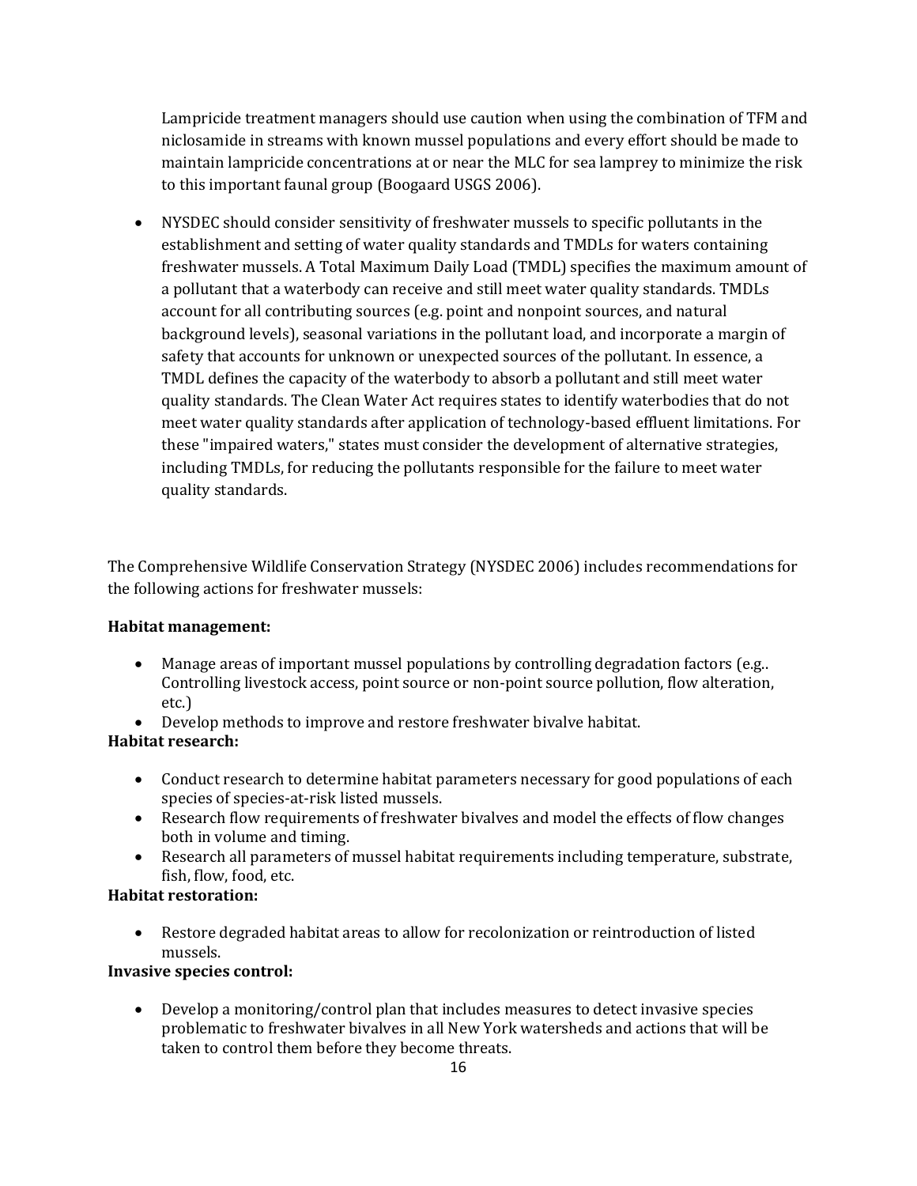Lampricide treatment managers should use caution when using the combination of TFM and niclosamide in streams with known mussel populations and every effort should be made to maintain lampricide concentrations at or near the MLC for sea lamprey to minimize the risk to this important faunal group (Boogaard USGS 2006).

- NYSDEC should consider sensitivity of freshwater mussels to specific pollutants in the establishment and setting of water quality standards and TMDLs for waters containing freshwater mussels. A Total Maximum Daily Load (TMDL) specifies the maximum amount of a pollutant that a waterbody can receive and still meet water quality standards. TMDLs account for all contributing sources (e.g. point and nonpoint sources, and natural background levels), seasonal variations in the pollutant load, and incorporate a margin of safety that accounts for unknown or unexpected sources of the pollutant. In essence, a TMDL defines the capacity of the waterbody to absorb a pollutant and still meet water quality standards. The Clean Water Act requires states to identify waterbodies that do not meet water quality standards after application of technology-based effluent limitations. For these "impaired waters," states must consider the development of alternative strategies, including TMDLs, for reducing the pollutants responsible for the failure to meet water quality standards.

The Comprehensive Wildlife Conservation Strategy (NYSDEC 2006) includes recommendations for the following actions for freshwater mussels:

**Habitat management:**

- Manage areas of important mussel populations by controlling degradation factors (e.g.. Controlling livestock access, point source or non-point source pollution, flow alteration, etc.)
- Develop methods to improve and restore freshwater bivalve habitat.

**Habitat research:**

- Conduct research to determine habitat parameters necessary for good populations of each species of species-at-risk listed mussels.
- Research flow requirements of freshwater bivalves and model the effects of flow changes both in volume and timing.
- Research all parameters of mussel habitat requirements including temperature, substrate, fish, flow, food, etc.

**Habitat restoration:**

- Restore degraded habitat areas to allow for recolonization or reintroduction of listed mussels.

**Invasive species control:**

- Develop a monitoring/control plan that includes measures to detect invasive species problematic to freshwater bivalves in all New York watersheds and actions that will be taken to control them before they become threats.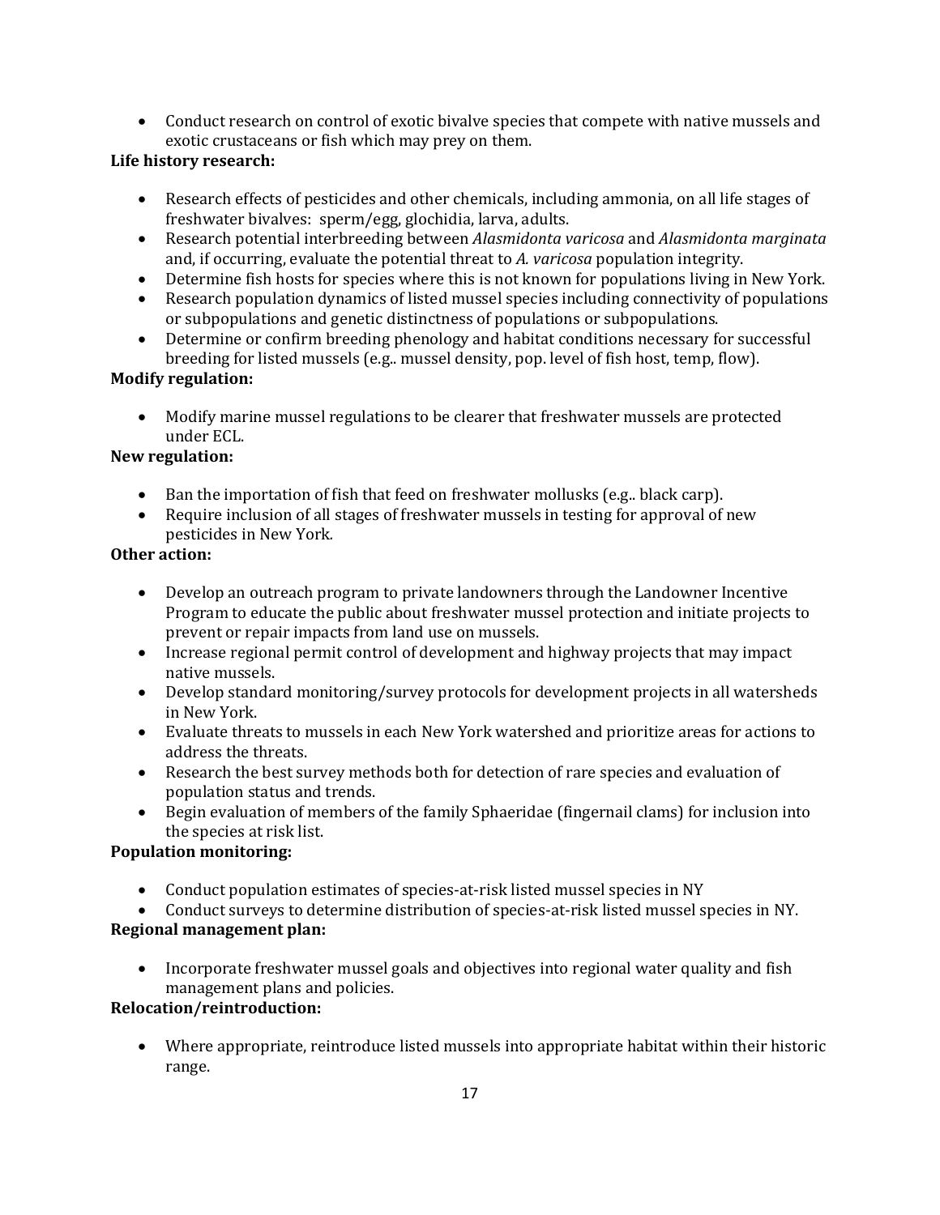- Conduct research on control of exotic bivalve species that compete with native mussels and exotic crustaceans or fish which may prey on them.

**Life history research:**

- Research effects of pesticides and other chemicals, including ammonia, on all life stages of freshwater bivalves: sperm/egg, glochidia, larva, adults.
- Research potential interbreeding between *Alasmidonta varicosa* and *Alasmidonta marginata* and, if occurring, evaluate the potential threat to *A. varicosa* population integrity.
- Determine fish hosts for species where this is not known for populations living in New York.
- Research population dynamics of listed mussel species including connectivity of populations or subpopulations and genetic distinctness of populations or subpopulations.
- Determine or confirm breeding phenology and habitat conditions necessary for successful breeding for listed mussels (e.g.. mussel density, pop. level of fish host, temp, flow).

**Modify regulation:**

- Modify marine mussel regulations to be clearer that freshwater mussels are protected under ECL.

**New regulation:**

- Ban the importation of fish that feed on freshwater mollusks (e.g.. black carp).
- Require inclusion of all stages of freshwater mussels in testing for approval of new pesticides in New York.

**Other action:**

- Develop an outreach program to private landowners through the Landowner Incentive Program to educate the public about freshwater mussel protection and initiate projects to prevent or repair impacts from land use on mussels.
- Increase regional permit control of development and highway projects that may impact native mussels.
- Develop standard monitoring/survey protocols for development projects in all watersheds in New York.
- Evaluate threats to mussels in each New York watershed and prioritize areas for actions to address the threats.
- Research the best survey methods both for detection of rare species and evaluation of population status and trends.
- Begin evaluation of members of the family Sphaeridae (fingernail clams) for inclusion into the species at risk list.

**Population monitoring:**

- Conduct population estimates of species-at-risk listed mussel species in NY
- Conduct surveys to determine distribution of species-at-risk listed mussel species in NY.

**Regional management plan:**

- Incorporate freshwater mussel goals and objectives into regional water quality and fish management plans and policies.

**Relocation/reintroduction:**

- Where appropriate, reintroduce listed mussels into appropriate habitat within their historic range.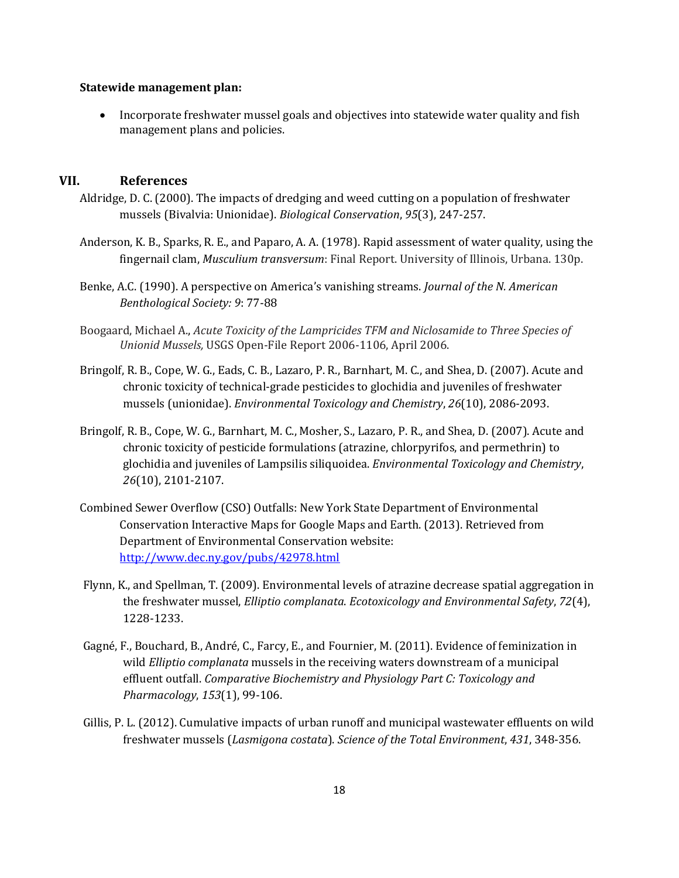**Statewide management plan:**

- Incorporate freshwater mussel goals and objectives into statewide water quality and fish management plans and policies.

## VII. References

Aldridge, D. C. (2000). The impacts of dredging and weed cutting on a population of freshwater mussels (Bivalvia: Unionidae). *Biological Conservation*, *95*(3), 247-257.

Anderson, K. B., Sparks, R. E., and Paparo, A. A. (1978). Rapid assessment of water quality, using the fingernail clam, *Musculium transversum*: Final Report. University of Illinois, Urbana. 130p.

Benke, A.C. (1990). A perspective on America's vanishing streams. *Journal of the N. American Benthological Society: 9*: 77-88

Boogaard, Michael A., *Acute Toxicity of the Lampricides TFM and Niclosamide to Three Species of Unionid Mussels,* USGS Open-File Report 2006-1106, April 2006.

Bringolf, R. B., Cope, W. G., Eads, C. B., Lazaro, P. R., Barnhart, M. C., and Shea, D. (2007). Acute and chronic toxicity of technical-grade pesticides to glochidia and juveniles of freshwater mussels (unionidae). *Environmental Toxicology and Chemistry*, *26*(10), 2086-2093.

Bringolf, R. B., Cope, W. G., Barnhart, M. C., Mosher, S., Lazaro, P. R., and Shea, D. (2007). Acute and chronic toxicity of pesticide formulations (atrazine, chlorpyrifos, and permethrin) to glochidia and juveniles of Lampsilis siliquoidea. *Environmental Toxicology and Chemistry*, *26*(10), 2101-2107.

Combined Sewer Overflow (CSO) Outfalls: New York State Department of Environmental Conservation Interactive Maps for Google Maps and Earth. (2013). Retrieved from Department of Environmental Conservation website: http://www.dec.ny.gov/pubs/42978.html

Flynn, K., and Spellman, T. (2009). Environmental levels of atrazine decrease spatial aggregation in the freshwater mussel, *Elliptio complanata*. *Ecotoxicology and Environmental Safety*, *72*(4), 1228-1233.

Gagné, F., Bouchard, B., André, C., Farcy, E., and Fournier, M. (2011). Evidence of feminization in wild *Elliptio complanata* mussels in the receiving waters downstream of a municipal effluent outfall. *Comparative Biochemistry and Physiology Part C: Toxicology and Pharmacology*, *153*(1), 99-106.

Gillis, P. L. (2012). Cumulative impacts of urban runoff and municipal wastewater effluents on wild freshwater mussels (*Lasmigona costata*). *Science of the Total Environment*, *431*, 348-356.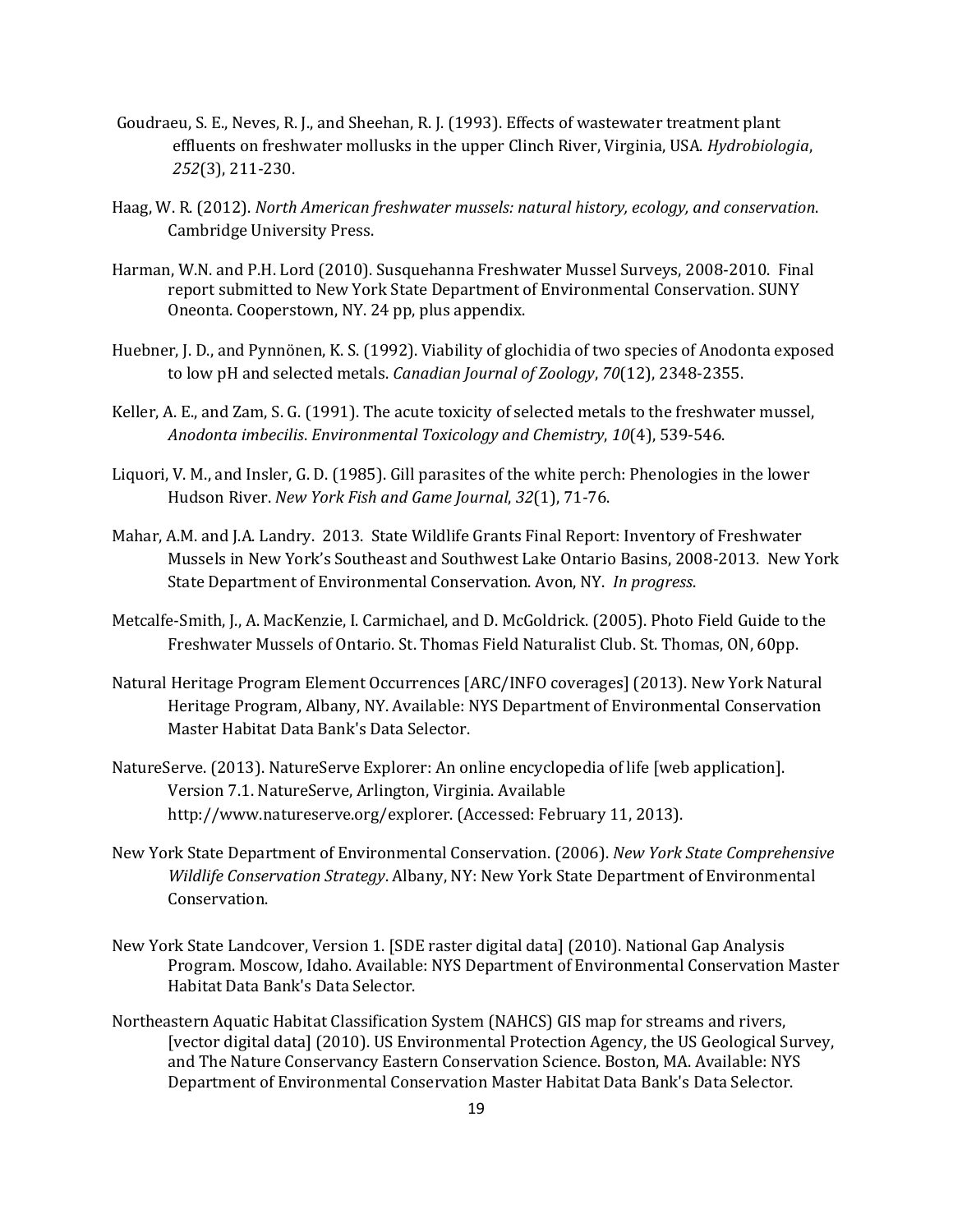Goudraeu, S. E., Neves, R. J., and Sheehan, R. J. (1993). Effects of wastewater treatment plant effluents on freshwater mollusks in the upper Clinch River, Virginia, USA. *Hydrobiologia*, *252*(3), 211-230.

Haag, W. R. (2012). *North American freshwater mussels: natural history, ecology, and conservation*. Cambridge University Press.

Harman, W.N. and P.H. Lord (2010). Susquehanna Freshwater Mussel Surveys, 2008-2010. Final report submitted to New York State Department of Environmental Conservation. SUNY Oneonta. Cooperstown, NY. 24 pp, plus appendix.

Huebner, J. D., and Pynnönen, K. S. (1992). Viability of glochidia of two species of Anodonta exposed to low pH and selected metals. *Canadian Journal of Zoology*, *70*(12), 2348-2355.

Keller, A. E., and Zam, S. G. (1991). The acute toxicity of selected metals to the freshwater mussel, *Anodonta imbecilis*. *Environmental Toxicology and Chemistry*, *10*(4), 539-546.

Liquori, V. M., and Insler, G. D. (1985). Gill parasites of the white perch: Phenologies in the lower Hudson River. *New York Fish and Game Journal*, *32*(1), 71-76.

Mahar, A.M. and J.A. Landry. 2013. State Wildlife Grants Final Report: Inventory of Freshwater Mussels in New York's Southeast and Southwest Lake Ontario Basins, 2008-2013. New York State Department of Environmental Conservation. Avon, NY. *In progress*.

Metcalfe-Smith, J., A. MacKenzie, I. Carmichael, and D. McGoldrick. (2005). Photo Field Guide to the Freshwater Mussels of Ontario. St. Thomas Field Naturalist Club. St. Thomas, ON, 60pp.

Natural Heritage Program Element Occurrences [ARC/INFO coverages] (2013). New York Natural Heritage Program, Albany, NY. Available: NYS Department of Environmental Conservation Master Habitat Data Bank's Data Selector.

NatureServe. (2013). NatureServe Explorer: An online encyclopedia of life [web application]. Version 7.1. NatureServe, Arlington, Virginia. Available http://www.natureserve.org/explorer. (Accessed: February 11, 2013).

New York State Department of Environmental Conservation. (2006). *New York State Comprehensive Wildlife Conservation Strategy*. Albany, NY: New York State Department of Environmental Conservation.

New York State Landcover, Version 1. [SDE raster digital data] (2010). National Gap Analysis Program. Moscow, Idaho. Available: NYS Department of Environmental Conservation Master Habitat Data Bank's Data Selector.

Northeastern Aquatic Habitat Classification System (NAHCS) GIS map for streams and rivers, [vector digital data] (2010). US Environmental Protection Agency, the US Geological Survey, and The Nature Conservancy Eastern Conservation Science. Boston, MA. Available: NYS Department of Environmental Conservation Master Habitat Data Bank's Data Selector.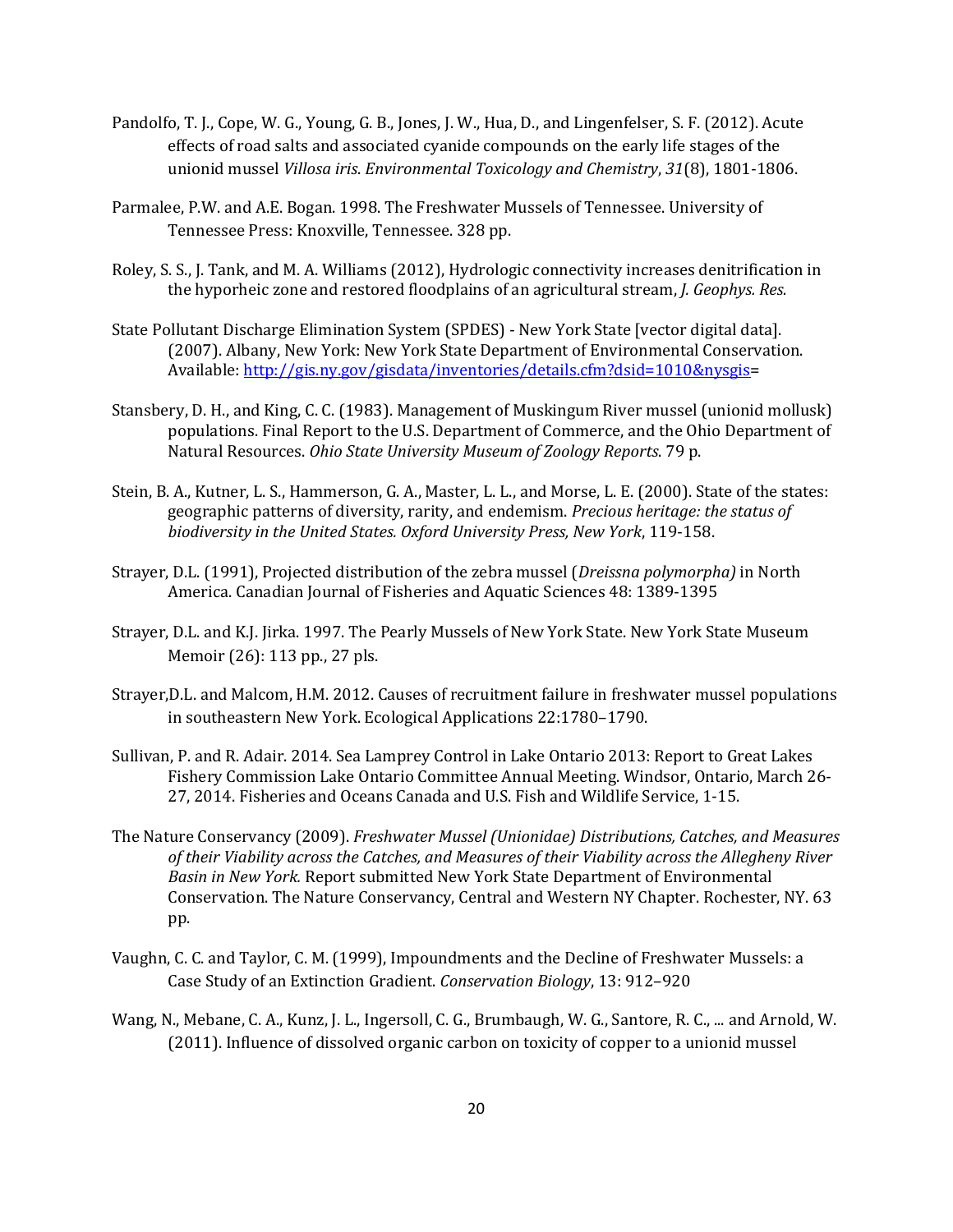Pandolfo, T. J., Cope, W. G., Young, G. B., Jones, J. W., Hua, D., and Lingenfelser, S. F. (2012). Acute effects of road salts and associated cyanide compounds on the early life stages of the unionid mussel *Villosa iris*. *Environmental Toxicology and Chemistry*, *31*(8), 1801-1806.

Parmalee, P.W. and A.E. Bogan. 1998. The Freshwater Mussels of Tennessee. University of Tennessee Press: Knoxville, Tennessee. 328 pp.

Roley, S. S., J. Tank, and M. A. Williams (2012), Hydrologic connectivity increases denitrification in the hyporheic zone and restored floodplains of an agricultural stream, *J. Geophys. Res.*

State Pollutant Discharge Elimination System (SPDES) - New York State [vector digital data]. (2007). Albany, New York: New York State Department of Environmental Conservation. Available: http://gis.ny.gov/gisdata/inventories/details.cfm?dsid=1010&nysgis=

Stansbery, D. H., and King, C. C. (1983). Management of Muskingum River mussel (unionid mollusk) populations. Final Report to the U.S. Department of Commerce, and the Ohio Department of Natural Resources. *Ohio State University Museum of Zoology Reports*. 79 p.

Stein, B. A., Kutner, L. S., Hammerson, G. A., Master, L. L., and Morse, L. E. (2000). State of the states: geographic patterns of diversity, rarity, and endemism. *Precious heritage: the status of biodiversity in the United States. Oxford University Press, New York*, 119-158.

Strayer, D.L. (1991), Projected distribution of the zebra mussel (*Dreissna polymorpha)* in North America. Canadian Journal of Fisheries and Aquatic Sciences 48: 1389-1395

Strayer, D.L. and K.J. Jirka. 1997. The Pearly Mussels of New York State. New York State Museum Memoir (26): 113 pp., 27 pls.

Strayer,D.L. and Malcom, H.M. 2012. Causes of recruitment failure in freshwater mussel populations in southeastern New York. Ecological Applications 22:1780–1790.

Sullivan, P. and R. Adair. 2014. Sea Lamprey Control in Lake Ontario 2013: Report to Great Lakes Fishery Commission Lake Ontario Committee Annual Meeting. Windsor, Ontario, March 26-27, 2014. Fisheries and Oceans Canada and U.S. Fish and Wildlife Service, 1-15.

The Nature Conservancy (2009). *Freshwater Mussel (Unionidae) Distributions, Catches, and Measures of their Viability across the Catches, and Measures of their Viability across the Allegheny River Basin in New York.* Report submitted New York State Department of Environmental Conservation. The Nature Conservancy, Central and Western NY Chapter. Rochester, NY. 63 pp.

Vaughn, C. C. and Taylor, C. M. (1999), Impoundments and the Decline of Freshwater Mussels: a Case Study of an Extinction Gradient. *Conservation Biology*, 13: 912–920

Wang, N., Mebane, C. A., Kunz, J. L., Ingersoll, C. G., Brumbaugh, W. G., Santore, R. C., ... and Arnold, W. (2011). Influence of dissolved organic carbon on toxicity of copper to a unionid mussel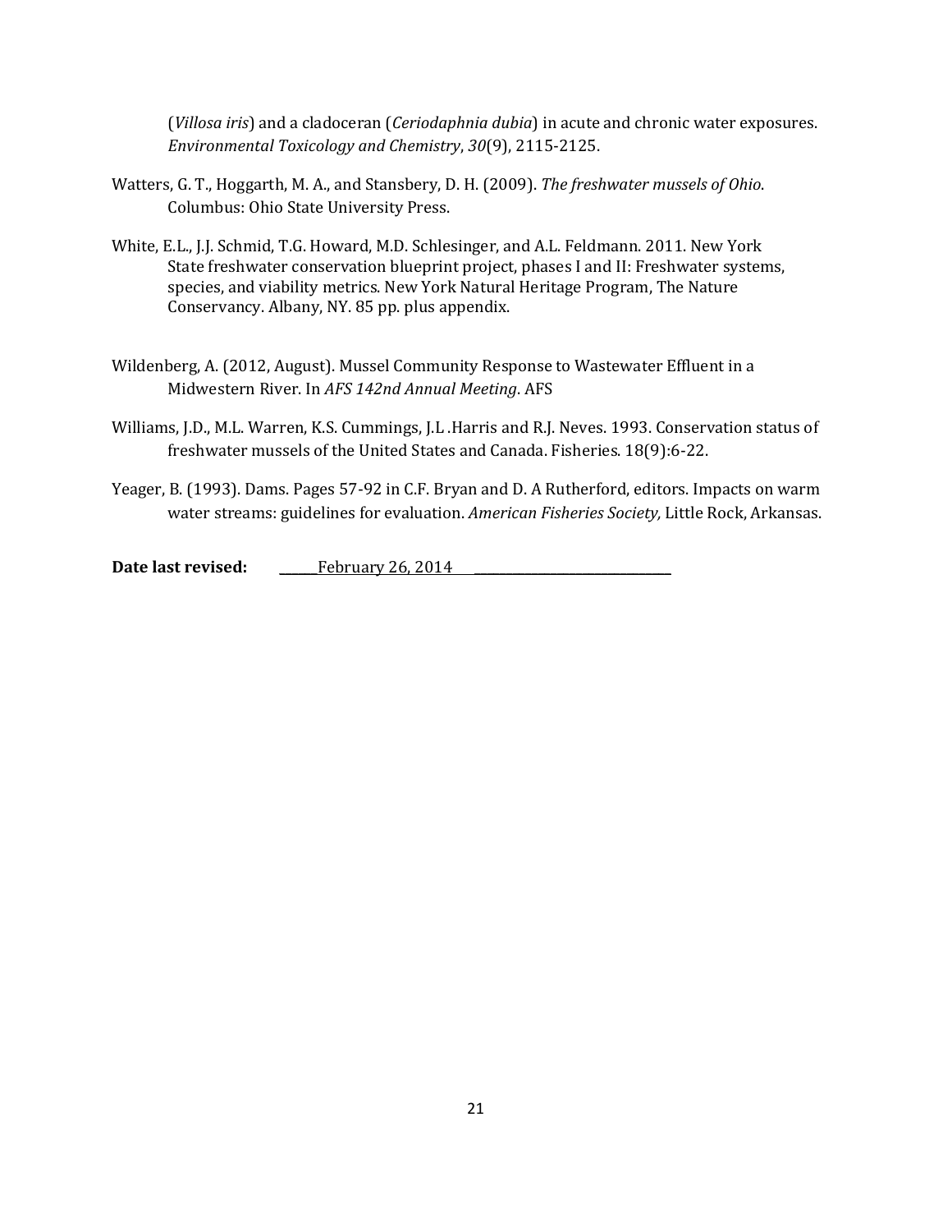(*Villosa iris*) and a cladoceran (*Ceriodaphnia dubia*) in acute and chronic water exposures. *Environmental Toxicology and Chemistry*, *30*(9), 2115-2125.

Watters, G. T., Hoggarth, M. A., and Stansbery, D. H. (2009). *The freshwater mussels of Ohio*. Columbus: Ohio State University Press.

White, E.L., J.J. Schmid, T.G. Howard, M.D. Schlesinger, and A.L. Feldmann. 2011. New York State freshwater conservation blueprint project, phases I and II: Freshwater systems, species, and viability metrics. New York Natural Heritage Program, The Nature Conservancy. Albany, NY. 85 pp. plus appendix.

Wildenberg, A. (2012, August). Mussel Community Response to Wastewater Effluent in a Midwestern River. In *AFS 142nd Annual Meeting*. AFS

Williams, J.D., M.L. Warren, K.S. Cummings, J.L .Harris and R.J. Neves. 1993. Conservation status of freshwater mussels of the United States and Canada. Fisheries. 18(9):6-22.

Yeager, B. (1993). Dams. Pages 57-92 in C.F. Bryan and D. A Rutherford, editors. Impacts on warm water streams: guidelines for evaluation. *American Fisheries Society,* Little Rock, Arkansas.

**Date last revised:** February 26, 2014